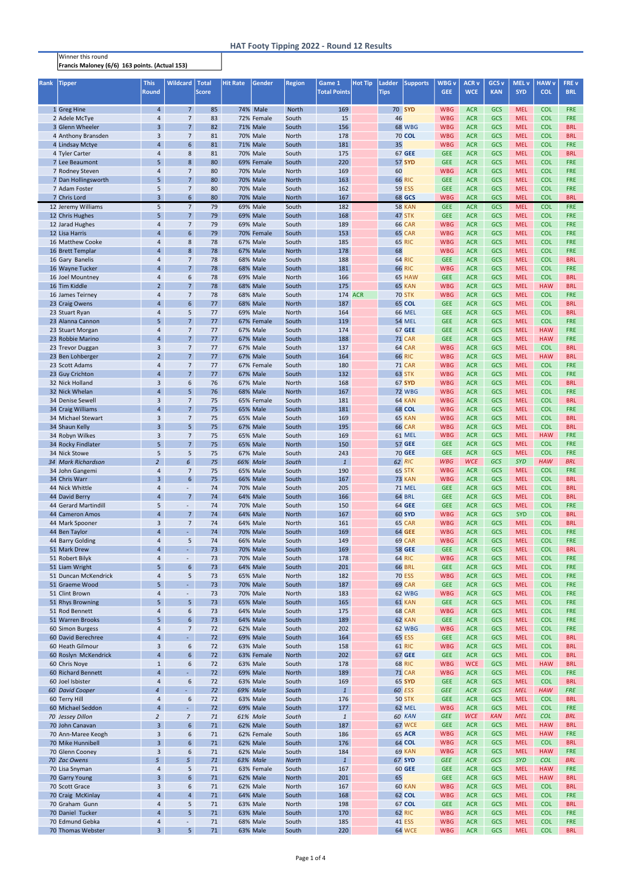# HAT Footy Tipping 2022 - Round 12 Results

Winner this round
**Francis Maloney (6/6) 163 points. (Actual 153)**

| Rank | Tipper | This Round | Wildcard | Total Score | Hit Rate | Gender | Region | Game 1 Total Points | Hot Tip | Ladder Tips | Supports | WBG v GEE | ACR v WCE | GCS v KAN | MEL v SYD | HAW v COL | FRE v BRL |
|---|---|---|---|---|---|---|---|---|---|---|---|---|---|---|---|---|---|
| 1 | Greg Hine | 4 | 7 | 85 | 74% | Male | North | 169 | | 70 | SYD | WBG | ACR | GCS | MEL | COL | FRE |
| 2 | Adele McTye | 4 | 7 | 83 | 72% | Female | South | 15 | | 46 | | WBG | ACR | GCS | MEL | COL | FRE |
| 3 | Glenn Wheeler | 3 | 7 | 82 | 71% | Male | South | 156 | | 68 | WBG | WBG | ACR | GCS | MEL | COL | BRL |
| 4 | Anthony Bransden | 3 | 7 | 81 | 70% | Male | North | 178 | | 70 | COL | WBG | ACR | GCS | MEL | COL | BRL |
| 4 | Lindsay Mctye | 4 | 6 | 81 | 71% | Male | South | 181 | | 35 | | WBG | ACR | GCS | MEL | COL | FRE |
| 4 | Tyler Carter | 4 | 8 | 81 | 70% | Male | South | 175 | | 67 | GEE | GEE | ACR | GCS | MEL | COL | BRL |
| 7 | Lee Beaumont | 5 | 8 | 80 | 69% | Female | South | 220 | | 57 | SYD | GEE | ACR | GCS | MEL | COL | FRE |
| 7 | Rodney Steven | 4 | 7 | 80 | 70% | Male | North | 169 | | 60 | | WBG | ACR | GCS | MEL | COL | FRE |
| 7 | Dan Hollingsworth | 5 | 7 | 80 | 70% | Male | North | 163 | | 66 | RIC | GEE | ACR | GCS | MEL | COL | FRE |
| 7 | Adam Foster | 5 | 7 | 80 | 70% | Male | South | 162 | | 59 | ESS | GEE | ACR | GCS | MEL | COL | FRE |
| 7 | Chris Lord | 3 | 6 | 80 | 70% | Male | North | 167 | | 68 | GCS | WBG | ACR | GCS | MEL | COL | BRL |
| 12 | Jeremy Williams | 5 | 7 | 79 | 69% | Male | South | 182 | | 58 | KAN | GEE | ACR | GCS | MEL | COL | FRE |
| 12 | Chris Hughes | 5 | 7 | 79 | 69% | Male | South | 168 | | 47 | STK | GEE | ACR | GCS | MEL | COL | FRE |
| 12 | Jarad Hughes | 4 | 7 | 79 | 69% | Male | South | 189 | | 66 | CAR | WBG | ACR | GCS | MEL | COL | FRE |
| 12 | Lisa Harris | 4 | 6 | 79 | 70% | Female | South | 153 | | 65 | CAR | WBG | ACR | GCS | MEL | COL | FRE |
| 16 | Matthew Cooke | 4 | 8 | 78 | 67% | Male | South | 185 | | 65 | RIC | WBG | ACR | GCS | MEL | COL | FRE |
| 16 | Brett Templar | 4 | 8 | 78 | 67% | Male | North | 178 | | 68 | | WBG | ACR | GCS | MEL | COL | FRE |
| 16 | Gary Banelis | 4 | 7 | 78 | 68% | Male | South | 188 | | 64 | RIC | GEE | ACR | GCS | MEL | COL | BRL |
| 16 | Wayne Tucker | 4 | 7 | 78 | 68% | Male | South | 181 | | 66 | RIC | WBG | ACR | GCS | MEL | COL | FRE |
| 16 | Joel Mountney | 4 | 6 | 78 | 69% | Male | North | 166 | | 65 | HAW | GEE | ACR | GCS | MEL | COL | BRL |
| 16 | Tim Kiddle | 2 | 7 | 78 | 68% | Male | South | 175 | | 65 | KAN | WBG | ACR | GCS | MEL | HAW | BRL |
| 16 | James Teirney | 4 | 7 | 78 | 68% | Male | South | 174 | ACR | 70 | STK | WBG | ACR | GCS | MEL | COL | FRE |
| 23 | Craig Owens | 4 | 6 | 77 | 68% | Male | North | 187 | | 65 | COL | GEE | ACR | GCS | MEL | COL | BRL |
| 23 | Stuart Ryan | 4 | 5 | 77 | 69% | Male | North | 164 | | 66 | MEL | GEE | ACR | GCS | MEL | COL | BRL |
| 23 | Alanna Cannon | 5 | 7 | 77 | 67% | Female | South | 119 | | 54 | MEL | GEE | ACR | GCS | MEL | COL | FRE |
| 23 | Stuart Morgan | 4 | 7 | 77 | 67% | Male | South | 174 | | 67 | GEE | GEE | ACR | GCS | MEL | HAW | FRE |
| 23 | Robbie Marino | 4 | 7 | 77 | 67% | Male | South | 188 | | 71 | CAR | GEE | ACR | GCS | MEL | HAW | FRE |
| 23 | Trevor Duggan | 3 | 7 | 77 | 67% | Male | South | 137 | | 64 | CAR | WBG | ACR | GCS | MEL | COL | BRL |
| 23 | Ben Lohberger | 2 | 7 | 77 | 67% | Male | South | 164 | | 66 | RIC | WBG | ACR | GCS | MEL | HAW | BRL |
| 23 | Scott Adams | 4 | 7 | 77 | 67% | Female | South | 180 | | 71 | CAR | WBG | ACR | GCS | MEL | COL | FRE |
| 23 | Guy Crichton | 4 | 7 | 77 | 67% | Male | South | 132 | | 63 | STK | WBG | ACR | GCS | MEL | COL | FRE |
| 32 | Nick Holland | 3 | 6 | 76 | 67% | Male | North | 168 | | 67 | SYD | WBG | ACR | GCS | MEL | COL | BRL |
| 32 | Nick Whelan | 4 | 5 | 76 | 68% | Male | North | 167 | | 72 | WBG | WBG | ACR | GCS | MEL | COL | FRE |
| 34 | Denise Sewell | 3 | 7 | 75 | 65% | Female | South | 181 | | 64 | KAN | WBG | ACR | GCS | MEL | COL | BRL |
| 34 | Craig Williams | 4 | 7 | 75 | 65% | Male | South | 181 | | 68 | COL | WBG | ACR | GCS | MEL | COL | FRE |
| 34 | Michael Stewart | 3 | 7 | 75 | 65% | Male | South | 169 | | 65 | KAN | WBG | ACR | GCS | MEL | COL | BRL |
| 34 | Shaun Kelly | 3 | 5 | 75 | 67% | Male | South | 195 | | 66 | CAR | WBG | ACR | GCS | MEL | COL | BRL |
| 34 | Robyn Wilkes | 3 | 7 | 75 | 65% | Male | South | 169 | | 61 | MEL | WBG | ACR | GCS | MEL | HAW | FRE |
| 34 | Rocky Findlater | 5 | 7 | 75 | 65% | Male | North | 150 | | 57 | GEE | GEE | ACR | GCS | MEL | COL | FRE |
| 34 | Nick Stowe | 5 | 5 | 75 | 67% | Male | South | 243 | | 70 | GEE | GEE | ACR | GCS | MEL | COL | FRE |
| *34* | *Mark Richardson* | *2* | *6* | *75* | *66%* | *Male* | *South* | *1* | | *62* | *RIC* | *WBG* | *WCE* | *GCS* | *SYD* | *HAW* | *BRL* |
| 34 | John Gangemi | 4 | 7 | 75 | 65% | Male | South | 190 | | 65 | STK | WBG | ACR | GCS | MEL | COL | FRE |
| 34 | Chris Warr | 3 | 6 | 75 | 66% | Male | South | 167 | | 73 | KAN | WBG | ACR | GCS | MEL | COL | BRL |
| 44 | Nick Whittle | 4 | - | 74 | 70% | Male | South | 205 | | 71 | MEL | GEE | ACR | GCS | MEL | COL | BRL |
| 44 | David Berry | 4 | 7 | 74 | 64% | Male | South | 166 | | 64 | BRL | GEE | ACR | GCS | MEL | COL | BRL |
| 44 | Gerard Martindill | 5 | - | 74 | 70% | Male | South | 150 | | 64 | GEE | GEE | ACR | GCS | MEL | COL | FRE |
| 44 | Cameron Amos | 4 | 7 | 74 | 64% | Male | North | 167 | | 60 | SYD | WBG | ACR | GCS | SYD | COL | BRL |
| 44 | Mark Spooner | 3 | 7 | 74 | 64% | Male | North | 161 | | 65 | CAR | WBG | ACR | GCS | MEL | COL | BRL |
| 44 | Ben Taylor | 4 | - | 74 | 70% | Male | South | 169 | | 64 | GEE | WBG | ACR | GCS | MEL | COL | FRE |
| 44 | Barry Golding | 4 | 5 | 74 | 66% | Male | South | 149 | | 69 | CAR | WBG | ACR | GCS | MEL | COL | FRE |
| 51 | Mark Drew | 4 | - | 73 | 70% | Male | South | 169 | | 58 | GEE | GEE | ACR | GCS | MEL | COL | BRL |
| 51 | Robert Bilyk | 4 | - | 73 | 70% | Male | South | 178 | | 64 | RIC | WBG | ACR | GCS | MEL | COL | FRE |
| 51 | Liam Wright | 5 | 6 | 73 | 64% | Male | South | 201 | | 66 | BRL | GEE | ACR | GCS | MEL | COL | FRE |
| 51 | Duncan McKendrick | 4 | 5 | 73 | 65% | Male | North | 182 | | 70 | ESS | WBG | ACR | GCS | MEL | COL | FRE |
| 51 | Graeme Wood | 5 | - | 73 | 70% | Male | South | 187 | | 69 | CAR | GEE | ACR | GCS | MEL | COL | FRE |
| 51 | Clint Brown | 4 | - | 73 | 70% | Male | North | 183 | | 62 | WBG | WBG | ACR | GCS | MEL | COL | FRE |
| 51 | Rhys Browning | 5 | 5 | 73 | 65% | Male | South | 165 | | 61 | KAN | GEE | ACR | GCS | MEL | COL | FRE |
| 51 | Rod Bennett | 4 | 6 | 73 | 64% | Male | South | 175 | | 68 | CAR | WBG | ACR | GCS | MEL | COL | FRE |
| 51 | Warren Brooks | 5 | 6 | 73 | 64% | Male | South | 189 | | 62 | KAN | GEE | ACR | GCS | MEL | COL | FRE |
| 60 | Simon Burgess | 4 | 7 | 72 | 62% | Male | South | 202 | | 62 | WBG | WBG | ACR | GCS | MEL | COL | FRE |
| 60 | David Berechree | 4 | - | 72 | 69% | Male | South | 164 | | 65 | ESS | GEE | ACR | GCS | MEL | COL | BRL |
| 60 | Heath Gilmour | 3 | 6 | 72 | 63% | Male | South | 158 | | 61 | RIC | WBG | ACR | GCS | MEL | COL | BRL |
| 60 | Roslyn McKendrick | 4 | 6 | 72 | 63% | Female | North | 202 | | 67 | GEE | GEE | ACR | GCS | MEL | COL | BRL |
| 60 | Chris Noye | 1 | 6 | 72 | 63% | Male | South | 178 | | 68 | RIC | WBG | WCE | GCS | MEL | HAW | BRL |
| 60 | Richard Bennett | 4 | - | 72 | 69% | Male | North | 189 | | 71 | CAR | WBG | ACR | GCS | MEL | COL | FRE |
| 60 | Joel Isbister | 4 | 6 | 72 | 63% | Male | South | 169 | | 65 | SYD | GEE | ACR | GCS | MEL | COL | BRL |
| *60* | *David Cooper* | *4* | *-* | *72* | *69%* | *Male* | *South* | *1* | | *60* | *ESS* | *GEE* | *ACR* | *GCS* | *MEL* | *HAW* | *FRE* |
| 60 | Terry Hill | 4 | 6 | 72 | 63% | Male | South | 176 | | 50 | STK | GEE | ACR | GCS | MEL | COL | BRL |
| 60 | Michael Seddon | 4 | - | 72 | 69% | Male | South | 177 | | 62 | MEL | WBG | ACR | GCS | MEL | COL | FRE |
| *70* | *Jessey Dillon* | *2* | *7* | *71* | *61%* | *Male* | *South* | *1* | | *60* | *KAN* | *GEE* | *WCE* | *KAN* | *MEL* | *COL* | *BRL* |
| 70 | John Canavan | 3 | 6 | 71 | 62% | Male | South | 187 | | 67 | WCE | GEE | ACR | GCS | MEL | HAW | BRL |
| 70 | Ann-Maree Keogh | 3 | 6 | 71 | 62% | Female | South | 186 | | 65 | ACR | WBG | ACR | GCS | MEL | HAW | FRE |
| 70 | Mike Hunnibell | 3 | 6 | 71 | 62% | Male | South | 176 | | 64 | COL | WBG | ACR | GCS | MEL | COL | BRL |
| 70 | Glenn Cooney | 3 | 6 | 71 | 62% | Male | South | 184 | | 69 | KAN | WBG | ACR | GCS | MEL | HAW | FRE |
| *70* | *Zac Owens* | *5* | *5* | *71* | *63%* | *Male* | *North* | *1* | | *67* | *SYD* | *GEE* | *ACR* | *GCS* | *SYD* | *COL* | *BRL* |
| 70 | Lisa Snyman | 4 | 5 | 71 | 63% | Female | South | 167 | | 60 | GEE | GEE | ACR | GCS | MEL | HAW | FRE |
| 70 | Garry Young | 3 | 6 | 71 | 62% | Male | North | 201 | | 65 | | GEE | ACR | GCS | MEL | HAW | BRL |
| 70 | Scott Grace | 3 | 6 | 71 | 62% | Male | North | 167 | | 60 | KAN | WBG | ACR | GCS | MEL | COL | BRL |
| 70 | Craig McKinlay | 4 | 4 | 71 | 64% | Male | South | 168 | | 62 | COL | WBG | ACR | GCS | MEL | COL | FRE |
| 70 | Graham Gunn | 4 | 5 | 71 | 63% | Male | North | 198 | | 67 | COL | GEE | ACR | GCS | MEL | COL | BRL |
| 70 | Daniel Tucker | 4 | 5 | 71 | 63% | Male | South | 170 | | 62 | RIC | WBG | ACR | GCS | MEL | COL | FRE |
| 70 | Edmund Gebka | 4 | - | 71 | 68% | Male | South | 185 | | 41 | ESS | WBG | ACR | GCS | MEL | COL | FRE |
| 70 | Thomas Webster | 3 | 5 | 71 | 63% | Male | South | 220 | | 64 | WCE | WBG | ACR | GCS | MEL | COL | BRL |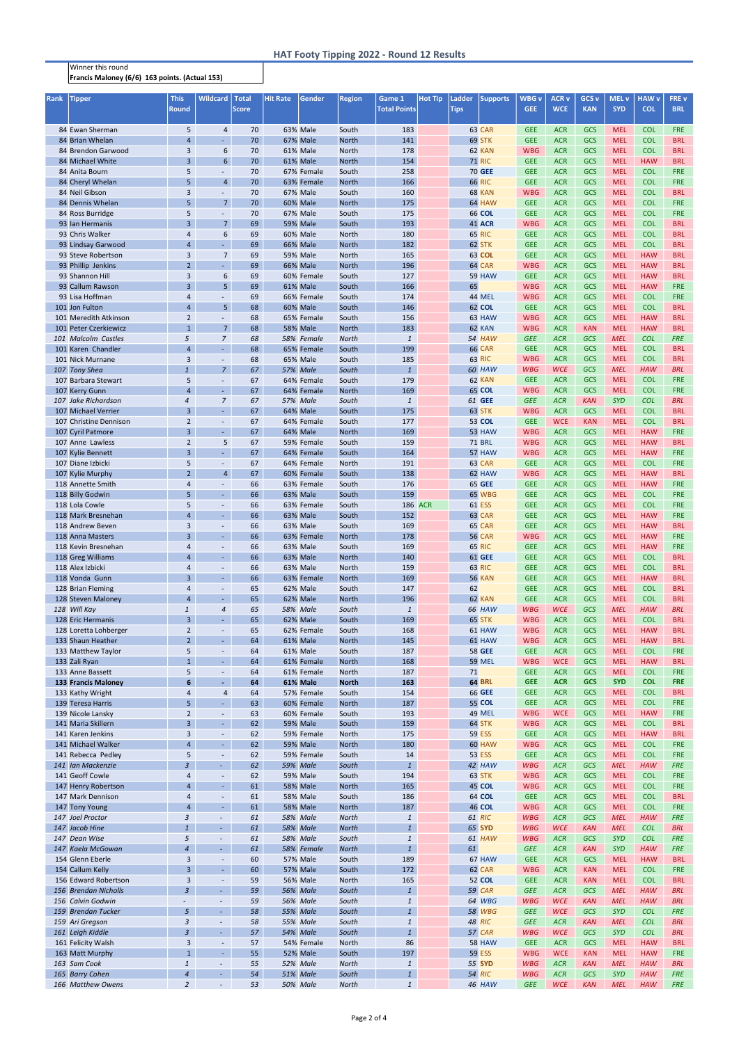## HAT Footy Tipping 2022 - Round 12 Results

Winner this round
**Francis Maloney (6/6) 163 points. (Actual 153)**

| Rank | Tipper | This Round | Wildcard | Total Score | Hit Rate | Gender | Region | Game 1 Total Points | Hot Tip | Ladder Tips | Supports | WBG v GEE | ACR v WCE | GCS v KAN | MEL v SYD | HAW v COL | FRE v BRL |
|---|---|---|---|---|---|---|---|---|---|---|---|---|---|---|---|---|---|
| 84 | Ewan Sherman | 5 | 4 | 70 | 63% | Male | South | 183 | | 63 | CAR | GEE | ACR | GCS | MEL | COL | FRE |
| 84 | Brian Whelan | 4 | - | 70 | 67% | Male | North | 141 | | 69 | STK | GEE | ACR | GCS | MEL | COL | BRL |
| 84 | Brendon Garwood | 3 | 6 | 70 | 61% | Male | North | 178 | | 62 | KAN | WBG | ACR | GCS | MEL | COL | BRL |
| 84 | Michael White | 3 | 6 | 70 | 61% | Male | North | 154 | | 71 | RIC | GEE | ACR | GCS | MEL | HAW | BRL |
| 84 | Anita Bourn | 5 | - | 70 | 67% | Female | South | 258 | | 70 | GEE | GEE | ACR | GCS | MEL | COL | FRE |
| 84 | Cheryl Whelan | 5 | 4 | 70 | 63% | Female | North | 166 | | 66 | RIC | GEE | ACR | GCS | MEL | COL | FRE |
| 84 | Neil Gibson | 3 | - | 70 | 67% | Male | South | 160 | | 68 | KAN | WBG | ACR | GCS | MEL | COL | BRL |
| 84 | Dennis Whelan | 5 | 7 | 70 | 60% | Male | North | 175 | | 64 | HAW | GEE | ACR | GCS | MEL | COL | FRE |
| 84 | Ross Burridge | 5 | - | 70 | 67% | Male | South | 175 | | 66 | COL | GEE | ACR | GCS | MEL | COL | FRE |
| 93 | Ian Hermanis | 3 | 7 | 69 | 59% | Male | South | 193 | | 41 | ACR | WBG | ACR | GCS | MEL | COL | BRL |
| 93 | Chris Walker | 4 | 6 | 69 | 60% | Male | North | 180 | | 65 | RIC | GEE | ACR | GCS | MEL | COL | BRL |
| 93 | Lindsay Garwood | 4 | - | 69 | 66% | Male | North | 182 | | 62 | STK | GEE | ACR | GCS | MEL | COL | BRL |
| 93 | Steve Robertson | 3 | 7 | 69 | 59% | Male | North | 165 | | 63 | COL | GEE | ACR | GCS | MEL | HAW | BRL |
| 93 | Phillip Jenkins | 2 | - | 69 | 66% | Male | North | 196 | | 64 | CAR | WBG | ACR | GCS | MEL | HAW | BRL |
| 93 | Shannon Hill | 3 | 6 | 69 | 60% | Female | South | 127 | | 59 | HAW | GEE | ACR | GCS | MEL | HAW | BRL |
| 93 | Callum Rawson | 3 | 5 | 69 | 61% | Male | South | 166 | | 65 | | WBG | ACR | GCS | MEL | HAW | FRE |
| 93 | Lisa Hoffman | 4 | - | 69 | 66% | Female | South | 174 | | 44 | MEL | WBG | ACR | GCS | MEL | COL | FRE |
| 101 | Jon Fulton | 4 | 5 | 68 | 60% | Male | South | 146 | | 62 | COL | GEE | ACR | GCS | MEL | COL | BRL |
| 101 | Meredith Atkinson | 2 | - | 68 | 65% | Female | South | 156 | | 63 | HAW | WBG | ACR | GCS | MEL | HAW | BRL |
| 101 | Peter Czerkiewicz | 1 | 7 | 68 | 58% | Male | North | 183 | | 62 | KAN | WBG | ACR | KAN | MEL | HAW | BRL |
| *101* | *Malcolm Castles* | *5* | *7* | *68* | *58%* | *Female* | *North* | *1* | | *54* | *HAW* | *GEE* | *ACR* | *GCS* | *MEL* | *COL* | *FRE* |
| 101 | Karen Chandler | 4 | - | 68 | 65% | Female | South | 199 | | 66 | CAR | GEE | ACR | GCS | MEL | COL | BRL |
| 101 | Nick Murnane | 3 | - | 68 | 65% | Male | South | 185 | | 63 | RIC | WBG | ACR | GCS | MEL | COL | BRL |
| *107* | *Tony Shea* | *1* | *7* | *67* | *57%* | *Male* | *South* | *1* | | *60* | *HAW* | *WBG* | *WCE* | *GCS* | *MEL* | *HAW* | *BRL* |
| 107 | Barbara Stewart | 5 | - | 67 | 64% | Female | South | 179 | | 62 | KAN | GEE | ACR | GCS | MEL | COL | FRE |
| 107 | Kerry Gunn | 4 | - | 67 | 64% | Female | North | 169 | | 65 | COL | WBG | ACR | GCS | MEL | COL | FRE |
| *107* | *Jake Richardson* | *4* | *7* | *67* | *57%* | *Male* | *South* | *1* | | *61* | *GEE* | *GEE* | *ACR* | *KAN* | *SYD* | *COL* | *BRL* |
| 107 | Michael Verrier | 3 | - | 67 | 64% | Male | South | 175 | | 63 | STK | WBG | ACR | GCS | MEL | COL | BRL |
| 107 | Christine Dennison | 2 | - | 67 | 64% | Female | South | 177 | | 53 | COL | GEE | WCE | KAN | MEL | COL | BRL |
| 107 | Cyril Patmore | 3 | - | 67 | 64% | Male | North | 169 | | 53 | HAW | WBG | ACR | GCS | MEL | HAW | FRE |
| 107 | Anne Lawless | 2 | 5 | 67 | 59% | Female | South | 159 | | 71 | BRL | WBG | ACR | GCS | MEL | HAW | BRL |
| 107 | Kylie Bennett | 3 | - | 67 | 64% | Female | South | 164 | | 57 | HAW | WBG | ACR | GCS | MEL | HAW | FRE |
| 107 | Diane Izbicki | 5 | - | 67 | 64% | Female | North | 191 | | 63 | CAR | GEE | ACR | GCS | MEL | COL | FRE |
| 107 | Kylie Murphy | 2 | 4 | 67 | 60% | Female | South | 138 | | 62 | HAW | WBG | ACR | GCS | MEL | HAW | BRL |
| 118 | Annette Smith | 4 | - | 66 | 63% | Female | South | 176 | | 65 | GEE | GEE | ACR | GCS | MEL | HAW | FRE |
| 118 | Billy Godwin | 5 | - | 66 | 63% | Male | South | 159 | | 65 | WBG | GEE | ACR | GCS | MEL | COL | FRE |
| 118 | Lola Cowle | 5 | - | 66 | 63% | Female | South | 186 | ACR | 61 | ESS | GEE | ACR | GCS | MEL | COL | FRE |
| 118 | Mark Bresnehan | 4 | - | 66 | 63% | Male | South | 152 | | 63 | CAR | GEE | ACR | GCS | MEL | HAW | FRE |
| 118 | Andrew Beven | 3 | - | 66 | 63% | Male | South | 169 | | 65 | CAR | GEE | ACR | GCS | MEL | HAW | BRL |
| 118 | Anna Masters | 3 | - | 66 | 63% | Female | North | 178 | | 56 | CAR | WBG | ACR | GCS | MEL | HAW | FRE |
| 118 | Kevin Bresnehan | 4 | - | 66 | 63% | Male | South | 169 | | 65 | RIC | GEE | ACR | GCS | MEL | HAW | FRE |
| 118 | Greg Williams | 4 | - | 66 | 63% | Male | North | 140 | | 61 | GEE | GEE | ACR | GCS | MEL | COL | BRL |
| 118 | Alex Izbicki | 4 | - | 66 | 63% | Male | North | 159 | | 63 | RIC | GEE | ACR | GCS | MEL | COL | BRL |
| 118 | Vonda Gunn | 3 | - | 66 | 63% | Female | North | 169 | | 56 | KAN | GEE | ACR | GCS | MEL | HAW | BRL |
| 128 | Brian Fleming | 4 | - | 65 | 62% | Male | South | 147 | | 62 | | GEE | ACR | GCS | MEL | COL | BRL |
| 128 | Steven Maloney | 4 | - | 65 | 62% | Male | North | 196 | | 62 | KAN | GEE | ACR | GCS | MEL | COL | BRL |
| *128* | *Will Kay* | *1* | *4* | *65* | *58%* | *Male* | *South* | *1* | | *66* | *HAW* | *WBG* | *WCE* | *GCS* | *MEL* | *HAW* | *BRL* |
| 128 | Eric Hermanis | 3 | - | 65 | 62% | Male | South | 169 | | 65 | STK | WBG | ACR | GCS | MEL | COL | BRL |
| 128 | Loretta Lohberger | 2 | - | 65 | 62% | Female | South | 168 | | 61 | HAW | WBG | ACR | GCS | MEL | HAW | BRL |
| 133 | Shaun Heather | 2 | - | 64 | 61% | Male | North | 145 | | 61 | HAW | WBG | ACR | GCS | MEL | HAW | BRL |
| 133 | Matthew Taylor | 5 | - | 64 | 61% | Male | South | 187 | | 58 | GEE | GEE | ACR | GCS | MEL | COL | FRE |
| 133 | Zali Ryan | 1 | - | 64 | 61% | Female | North | 168 | | 59 | MEL | WBG | WCE | GCS | MEL | HAW | BRL |
| 133 | Anne Bassett | 5 | - | 64 | 61% | Female | North | 187 | | 71 | | GEE | ACR | GCS | MEL | COL | FRE |
| **133** | **Francis Maloney** | **6** | **-** | **64** | **61%** | **Male** | **North** | **163** | | **64** | **BRL** | **GEE** | **ACR** | **GCS** | **SYD** | **COL** | **FRE** |
| 133 | Kathy Wright | 4 | 4 | 64 | 57% | Female | South | 154 | | 66 | GEE | GEE | ACR | GCS | MEL | COL | BRL |
| 139 | Teresa Harris | 5 | - | 63 | 60% | Female | North | 187 | | 55 | COL | GEE | ACR | GCS | MEL | COL | FRE |
| 139 | Nicole Lansky | 2 | - | 63 | 60% | Female | South | 193 | | 49 | MEL | WBG | WCE | GCS | MEL | HAW | FRE |
| 141 | Maria Skillern | 3 | - | 62 | 59% | Male | South | 159 | | 64 | STK | WBG | ACR | GCS | MEL | COL | BRL |
| 141 | Karen Jenkins | 3 | - | 62 | 59% | Female | North | 175 | | 59 | ESS | GEE | ACR | GCS | MEL | HAW | BRL |
| 141 | Michael Walker | 4 | - | 62 | 59% | Male | North | 180 | | 60 | HAW | WBG | ACR | GCS | MEL | COL | FRE |
| 141 | Rebecca Pedley | 5 | - | 62 | 59% | Female | South | 14 | | 53 | ESS | GEE | ACR | GCS | MEL | COL | FRE |
| *141* | *Ian Mackenzie* | *3* | *-* | *62* | *59%* | *Male* | *South* | *1* | | *42* | *HAW* | *WBG* | *ACR* | *GCS* | *MEL* | *HAW* | *FRE* |
| 141 | Geoff Cowle | 4 | - | 62 | 59% | Male | South | 194 | | 63 | STK | WBG | ACR | GCS | MEL | COL | FRE |
| 147 | Henry Robertson | 4 | - | 61 | 58% | Male | North | 165 | | 45 | COL | WBG | ACR | GCS | MEL | COL | FRE |
| 147 | Mark Dennison | 4 | - | 61 | 58% | Male | South | 186 | | 64 | COL | GEE | ACR | GCS | MEL | COL | BRL |
| 147 | Tony Young | 4 | - | 61 | 58% | Male | North | 187 | | 46 | COL | WBG | ACR | GCS | MEL | COL | FRE |
| *147* | *Joel Proctor* | *3* | *-* | *61* | *58%* | *Male* | *North* | *1* | | *61* | *RIC* | *WBG* | *ACR* | *GCS* | *MEL* | *HAW* | *FRE* |
| *147* | *Jacob Hine* | *1* | *-* | *61* | *58%* | *Male* | *North* | *1* | | *65* | *SYD* | *WBG* | *WCE* | *KAN* | *MEL* | *COL* | *BRL* |
| *147* | *Dean Wise* | *5* | *-* | *61* | *58%* | *Male* | *South* | *1* | | *61* | *HAW* | *WBG* | *ACR* | *GCS* | *SYD* | *COL* | *FRE* |
| *147* | *Kaela McGowan* | *4* | *-* | *61* | *58%* | *Female* | *North* | *1* | | *61* | | *GEE* | *ACR* | *KAN* | *SYD* | *HAW* | *FRE* |
| 154 | Glenn Eberle | 3 | - | 60 | 57% | Male | South | 189 | | 67 | HAW | GEE | ACR | GCS | MEL | HAW | BRL |
| 154 | Callum Kelly | 3 | - | 60 | 57% | Male | South | 172 | | 62 | CAR | WBG | ACR | KAN | MEL | COL | FRE |
| 156 | Edward Robertson | 3 | - | 59 | 56% | Male | North | 165 | | 52 | COL | GEE | ACR | KAN | MEL | COL | BRL |
| *156* | *Brendan Nicholls* | *3* | *-* | *59* | *56%* | *Male* | *South* | *1* | | *59* | *CAR* | *GEE* | *ACR* | *GCS* | *MEL* | *HAW* | *BRL* |
| *156* | *Calvin Godwin* | *-* | *-* | *59* | *56%* | *Male* | *South* | *1* | | *64* | *WBG* | *WBG* | *WCE* | *KAN* | *MEL* | *HAW* | *BRL* |
| *159* | *Brendan Tucker* | *5* | *-* | *58* | *55%* | *Male* | *South* | *1* | | *58* | *WBG* | *GEE* | *WCE* | *GCS* | *SYD* | *COL* | *FRE* |
| *159* | *Ari Gregson* | *3* | *-* | *58* | *55%* | *Male* | *South* | *1* | | *48* | *RIC* | *GEE* | *ACR* | *KAN* | *MEL* | *COL* | *BRL* |
| *161* | *Leigh Kiddle* | *3* | *-* | *57* | *54%* | *Male* | *South* | *1* | | *57* | *CAR* | *WBG* | *WCE* | *GCS* | *SYD* | *COL* | *BRL* |
| 161 | Felicity Walsh | 3 | - | 57 | 54% | Female | North | 86 | | 58 | HAW | GEE | ACR | GCS | MEL | HAW | BRL |
| 163 | Matt Murphy | 1 | - | 55 | 52% | Male | South | 197 | | 59 | ESS | WBG | WCE | KAN | MEL | HAW | FRE |
| *163* | *Sam Cook* | *1* | *-* | *55* | *52%* | *Male* | *North* | *1* | | *55* | *SYD* | *WBG* | *ACR* | *KAN* | *MEL* | *HAW* | *BRL* |
| *165* | *Barry Cohen* | *4* | *-* | *54* | *51%* | *Male* | *South* | *1* | | *54* | *RIC* | *WBG* | *ACR* | *GCS* | *SYD* | *HAW* | *FRE* |
| *166* | *Matthew Owens* | *2* | *-* | *53* | *50%* | *Male* | *North* | *1* | | *46* | *HAW* | *GEE* | *WCE* | *KAN* | *MEL* | *HAW* | *FRE* |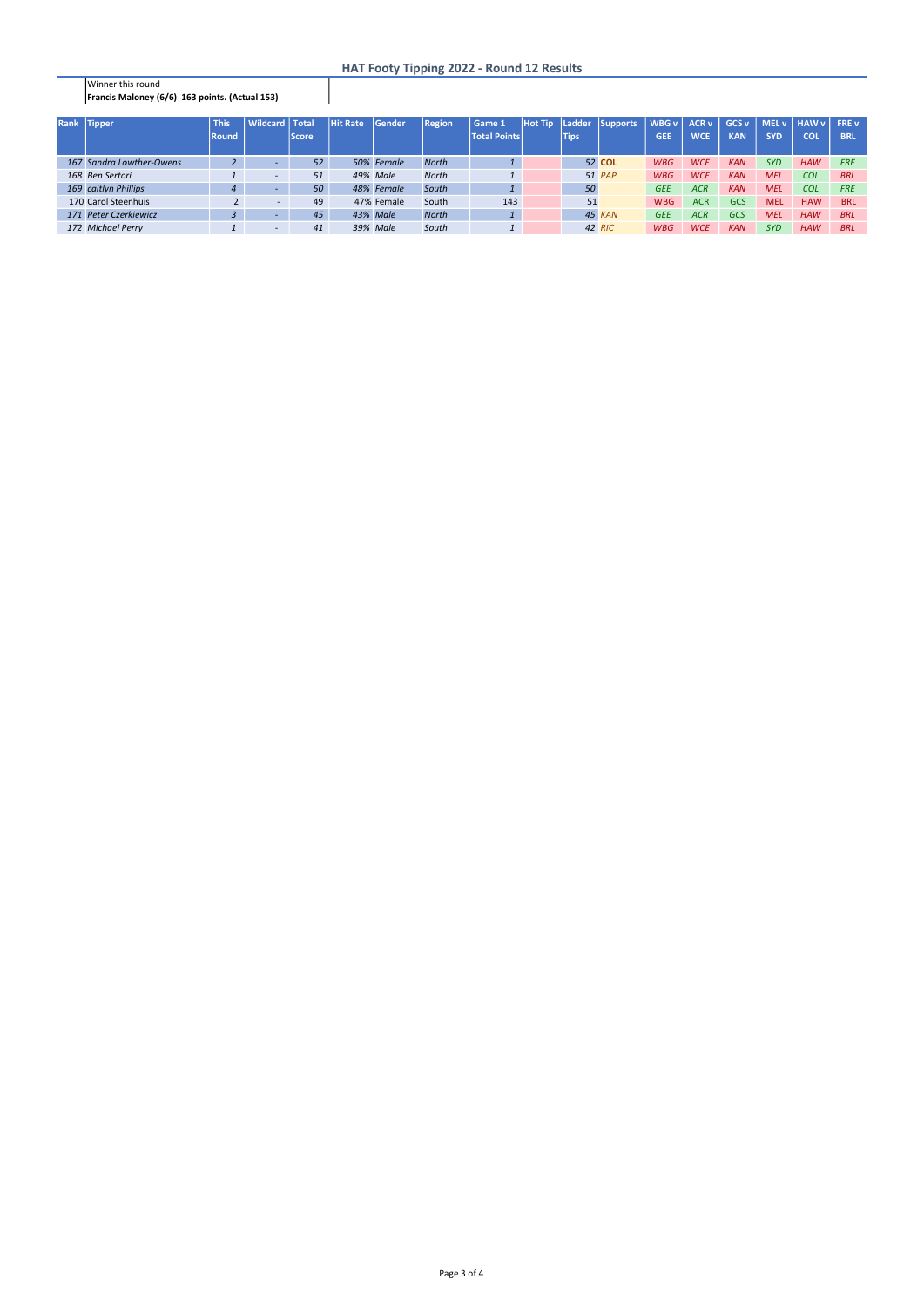## HAT Footy Tipping 2022 - Round 12 Results

Winner this round
**Francis Maloney (6/6) 163 points. (Actual 153)**

| Rank | Tipper | This Round | Wildcard | Total Score | Hit Rate | Gender | Region | Game 1 Total Points | Hot Tip | Ladder Tips | Supports | WBG v GEE | ACR v WCE | GCS v KAN | MEL v SYD | HAW v COL | FRE v BRL |
|---|---|---|---|---|---|---|---|---|---|---|---|---|---|---|---|---|---|
| 167 | Sandra Lowther-Owens | 2 | - | 52 | 50% | Female | North | 1 | | 52 | COL | WBG | WCE | KAN | SYD | HAW | FRE |
| 168 | Ben Sertori | 1 | - | 51 | 49% | Male | North | 1 | | 51 | PAP | WBG | WCE | KAN | MEL | COL | BRL |
| 169 | caitlyn Phillips | 4 | - | 50 | 48% | Female | South | 1 | | 50 | | GEE | ACR | KAN | MEL | COL | FRE |
| 170 | Carol Steenhuis | 2 | - | 49 | 47% | Female | South | 143 | | 51 | | WBG | ACR | GCS | MEL | HAW | BRL |
| 171 | Peter Czerkiewicz | 3 | - | 45 | 43% | Male | North | 1 | | 45 | KAN | GEE | ACR | GCS | MEL | HAW | BRL |
| 172 | Michael Perry | 1 | - | 41 | 39% | Male | South | 1 | | 42 | RIC | WBG | WCE | KAN | SYD | HAW | BRL |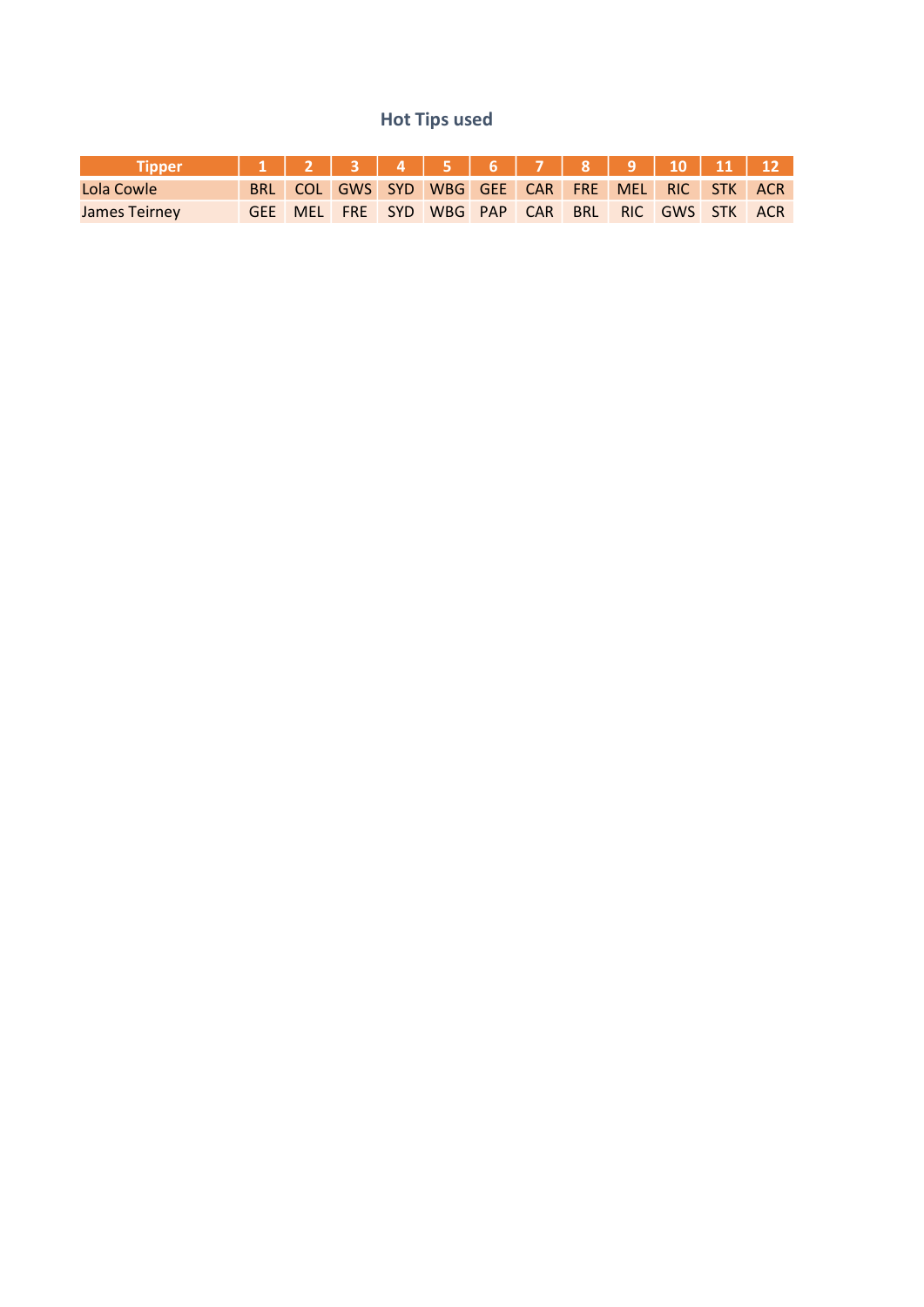## Hot Tips used

| Tipper | 1 | 2 | 3 | 4 | 5 | 6 | 7 | 8 | 9 | 10 | 11 | 12 |
|---|---|---|---|---|---|---|---|---|---|---|---|---|
| Lola Cowle | BRL | COL | GWS | SYD | WBG | GEE | CAR | FRE | MEL | RIC | STK | ACR |
| James Teirney | GEE | MEL | FRE | SYD | WBG | PAP | CAR | BRL | RIC | GWS | STK | ACR |